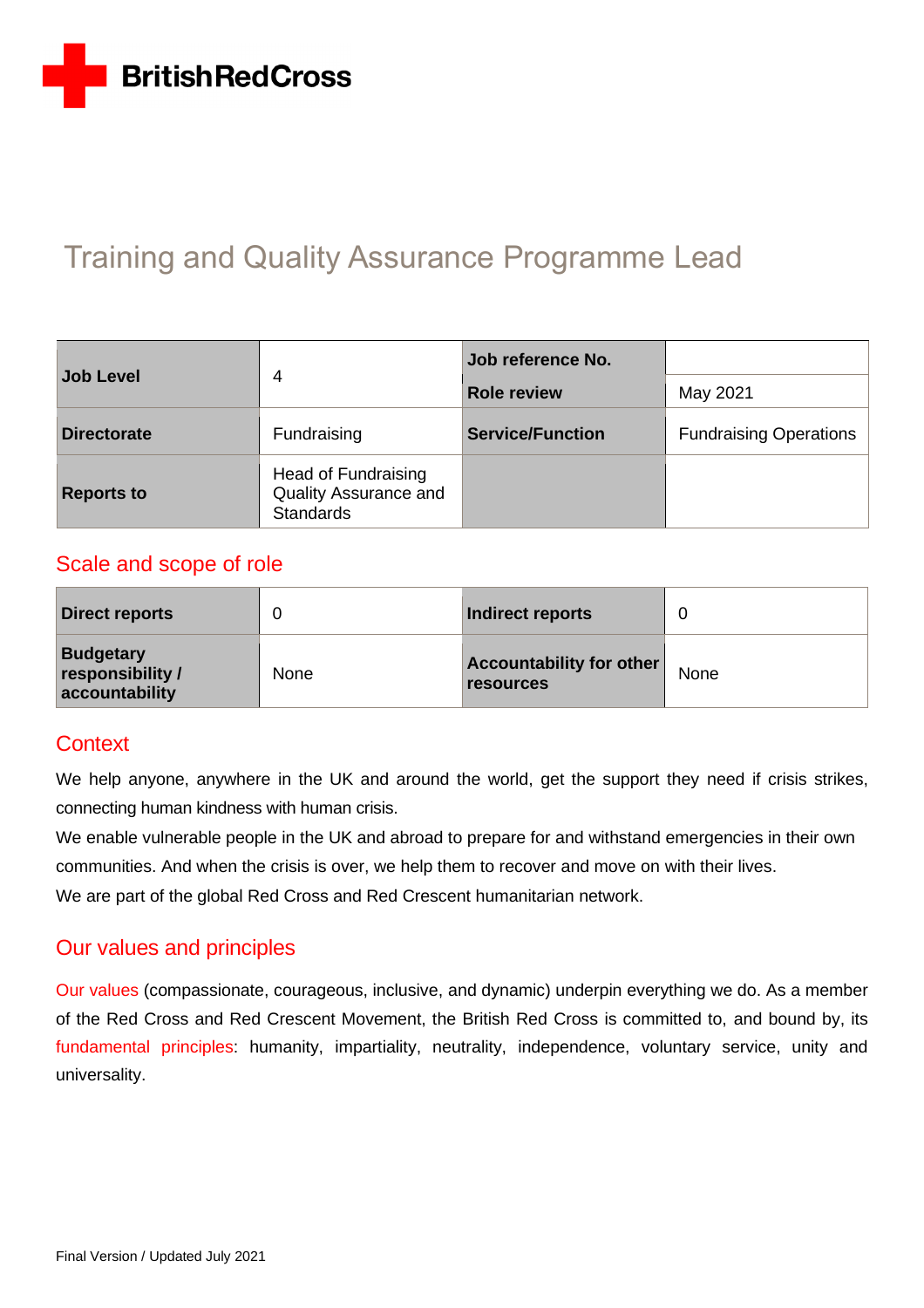BritishRedCross

# Training and Quality Assurance Programme Lead

| Job Level | 4 | Job reference No. | |
|---|---|---|---|
| | | Role review | May 2021 |
| Directorate | Fundraising | Service/Function | Fundraising Operations |
| Reports to | Head of Fundraising Quality Assurance and Standards | | |

## Scale and scope of role

| Direct reports | 0 | Indirect reports | 0 |
|---|---|---|---|
| Budgetary responsibility / accountability | None | Accountability for other resources | None |

## Context

We help anyone, anywhere in the UK and around the world, get the support they need if crisis strikes, connecting human kindness with human crisis.

We enable vulnerable people in the UK and abroad to prepare for and withstand emergencies in their own communities. And when the crisis is over, we help them to recover and move on with their lives.

We are part of the global Red Cross and Red Crescent humanitarian network.

## Our values and principles

Our values (compassionate, courageous, inclusive, and dynamic) underpin everything we do. As a member of the Red Cross and Red Crescent Movement, the British Red Cross is committed to, and bound by, its fundamental principles: humanity, impartiality, neutrality, independence, voluntary service, unity and universality.

Final Version / Updated July 2021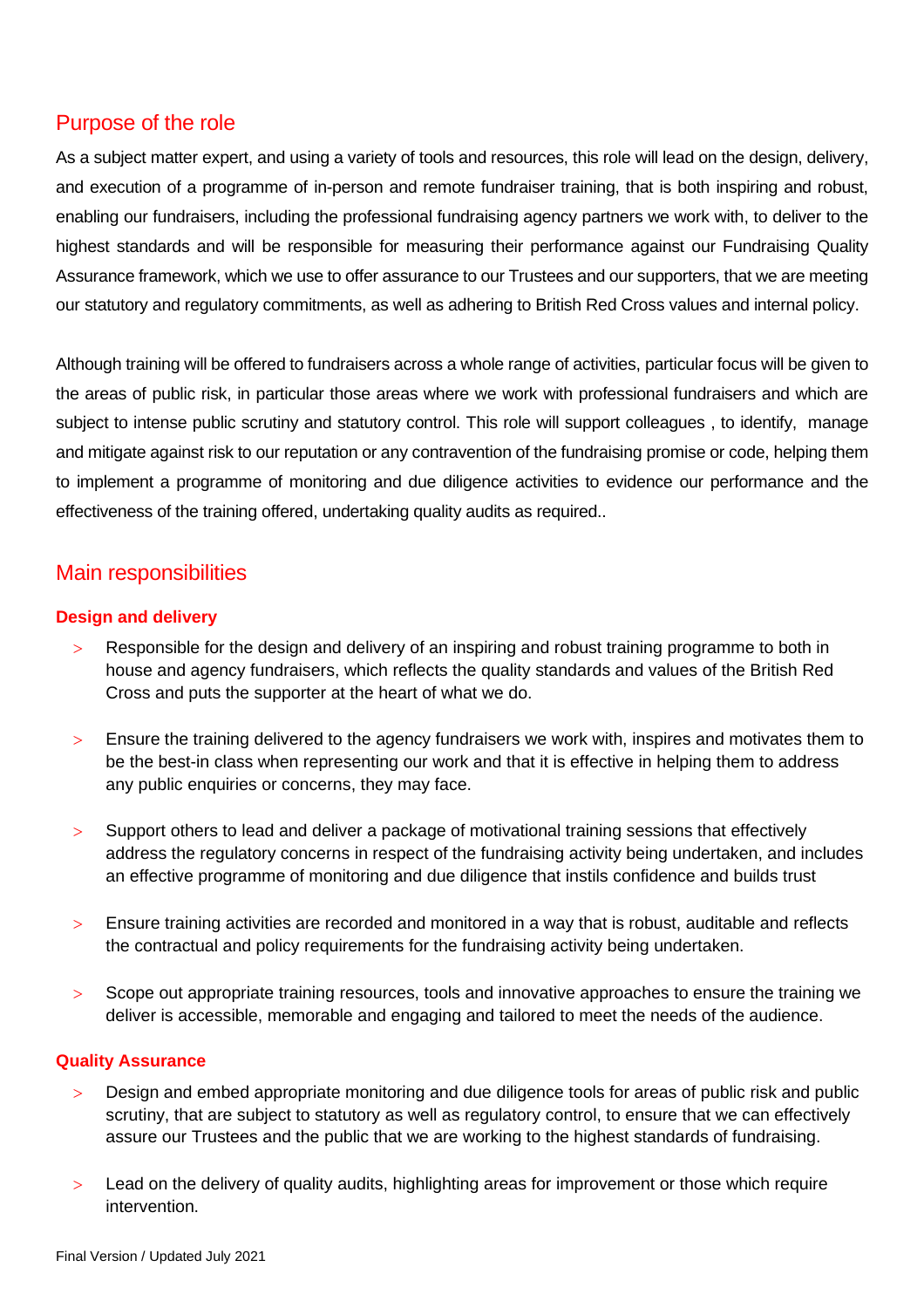## Purpose of the role

As a subject matter expert, and using a variety of tools and resources, this role will lead on the design, delivery, and execution of a programme of in-person and remote fundraiser training, that is both inspiring and robust, enabling our fundraisers, including the professional fundraising agency partners we work with, to deliver to the highest standards and will be responsible for measuring their performance against our Fundraising Quality Assurance framework, which we use to offer assurance to our Trustees and our supporters, that we are meeting our statutory and regulatory commitments, as well as adhering to British Red Cross values and internal policy.

Although training will be offered to fundraisers across a whole range of activities, particular focus will be given to the areas of public risk, in particular those areas where we work with professional fundraisers and which are subject to intense public scrutiny and statutory control. This role will support colleagues , to identify, manage and mitigate against risk to our reputation or any contravention of the fundraising promise or code, helping them to implement a programme of monitoring and due diligence activities to evidence our performance and the effectiveness of the training offered, undertaking quality audits as required..

## Main responsibilities

### Design and delivery

- Responsible for the design and delivery of an inspiring and robust training programme to both in house and agency fundraisers, which reflects the quality standards and values of the British Red Cross and puts the supporter at the heart of what we do.
- Ensure the training delivered to the agency fundraisers we work with, inspires and motivates them to be the best-in class when representing our work and that it is effective in helping them to address any public enquiries or concerns, they may face.
- Support others to lead and deliver a package of motivational training sessions that effectively address the regulatory concerns in respect of the fundraising activity being undertaken, and includes an effective programme of monitoring and due diligence that instils confidence and builds trust
- Ensure training activities are recorded and monitored in a way that is robust, auditable and reflects the contractual and policy requirements for the fundraising activity being undertaken.
- Scope out appropriate training resources, tools and innovative approaches to ensure the training we deliver is accessible, memorable and engaging and tailored to meet the needs of the audience.

### Quality Assurance

- Design and embed appropriate monitoring and due diligence tools for areas of public risk and public scrutiny, that are subject to statutory as well as regulatory control, to ensure that we can effectively assure our Trustees and the public that we are working to the highest standards of fundraising.
- Lead on the delivery of quality audits, highlighting areas for improvement or those which require intervention.

Final Version / Updated July 2021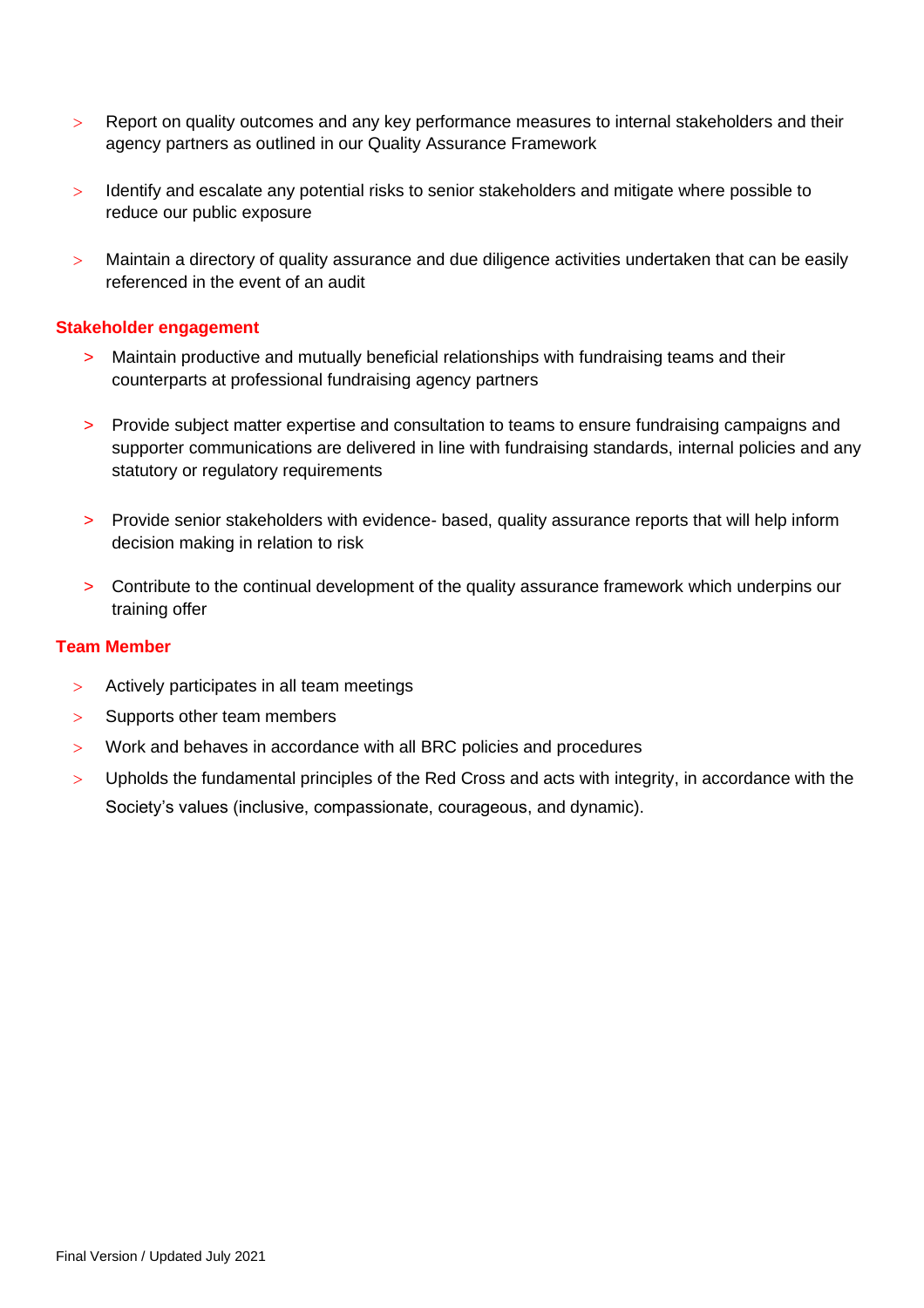- Report on quality outcomes and any key performance measures to internal stakeholders and their agency partners as outlined in our Quality Assurance Framework
- Identify and escalate any potential risks to senior stakeholders and mitigate where possible to reduce our public exposure
- Maintain a directory of quality assurance and due diligence activities undertaken that can be easily referenced in the event of an audit

**Stakeholder engagement**

- Maintain productive and mutually beneficial relationships with fundraising teams and their counterparts at professional fundraising agency partners
- Provide subject matter expertise and consultation to teams to ensure fundraising campaigns and supporter communications are delivered in line with fundraising standards, internal policies and any statutory or regulatory requirements
- Provide senior stakeholders with evidence- based, quality assurance reports that will help inform decision making in relation to risk
- Contribute to the continual development of the quality assurance framework which underpins our training offer

**Team Member**

- Actively participates in all team meetings
- Supports other team members
- Work and behaves in accordance with all BRC policies and procedures
- Upholds the fundamental principles of the Red Cross and acts with integrity, in accordance with the Society's values (inclusive, compassionate, courageous, and dynamic).

Final Version / Updated July 2021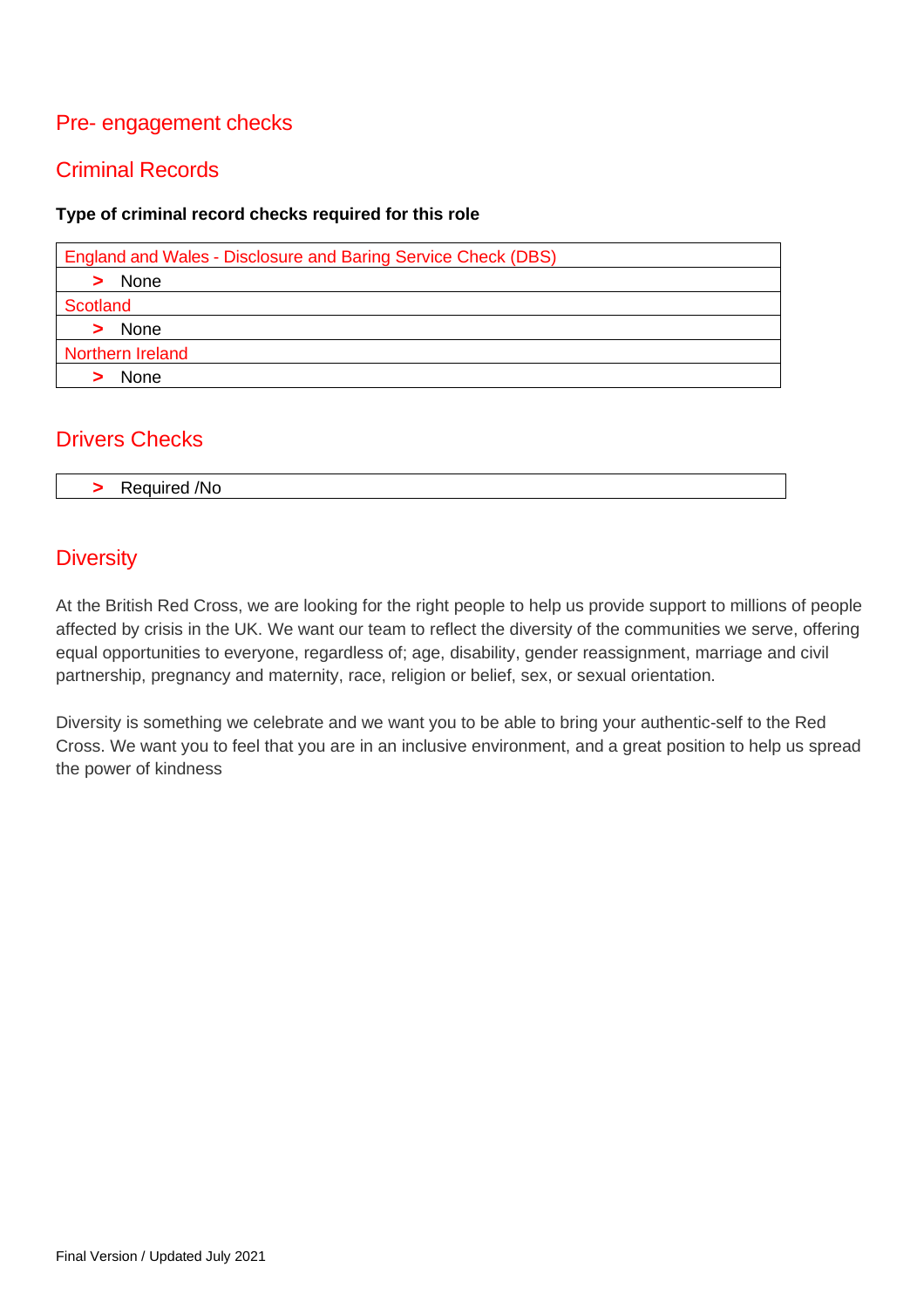## Pre- engagement checks

## Criminal Records

**Type of criminal record checks required for this role**

| England and Wales - Disclosure and Baring Service Check (DBS) |
|---|
| > None |
| Scotland |
| > None |
| Northern Ireland |
| > None |

## Drivers Checks

| > Required /No |
|---|

## Diversity

At the British Red Cross, we are looking for the right people to help us provide support to millions of people affected by crisis in the UK. We want our team to reflect the diversity of the communities we serve, offering equal opportunities to everyone, regardless of; age, disability, gender reassignment, marriage and civil partnership, pregnancy and maternity, race, religion or belief, sex, or sexual orientation.

Diversity is something we celebrate and we want you to be able to bring your authentic-self to the Red Cross. We want you to feel that you are in an inclusive environment, and a great position to help us spread the power of kindness

Final Version / Updated July 2021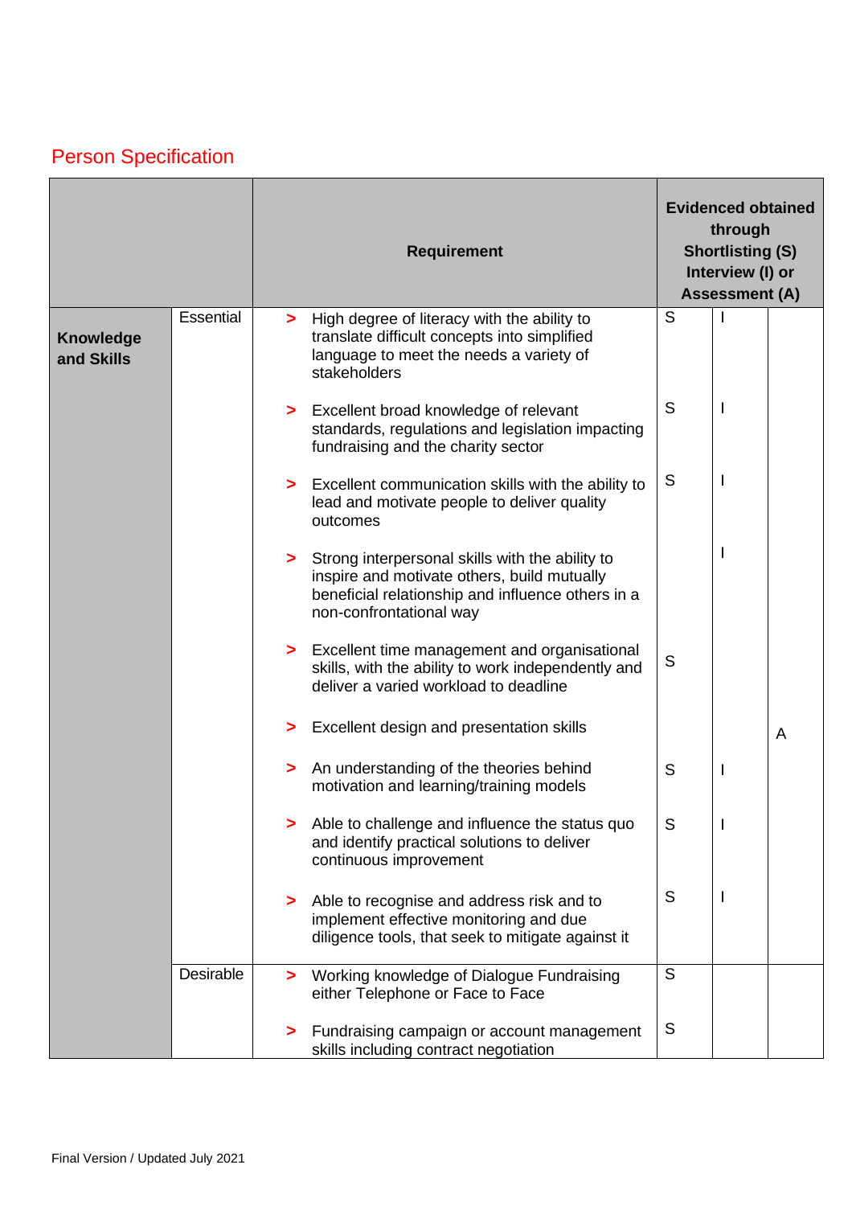## Person Specification

| | | Requirement | Evidenced obtained through Shortlisting (S) Interview (I) or Assessment (A) | | |
|---|---|---|---|---|---|
| **Knowledge and Skills** | Essential | > High degree of literacy with the ability to translate difficult concepts into simplified language to meet the needs a variety of stakeholders | S | I | |
| | | > Excellent broad knowledge of relevant standards, regulations and legislation impacting fundraising and the charity sector | S | I | |
| | | > Excellent communication skills with the ability to lead and motivate people to deliver quality outcomes | S | I | |
| | | > Strong interpersonal skills with the ability to inspire and motivate others, build mutually beneficial relationship and influence others in a non-confrontational way | | I | |
| | | > Excellent time management and organisational skills, with the ability to work independently and deliver a varied workload to deadline | S | | |
| | | > Excellent design and presentation skills | | | A |
| | | > An understanding of the theories behind motivation and learning/training models | S | I | |
| | | > Able to challenge and influence the status quo and identify practical solutions to deliver continuous improvement | S | I | |
| | | > Able to recognise and address risk and to implement effective monitoring and due diligence tools, that seek to mitigate against it | S | I | |
| | Desirable | > Working knowledge of Dialogue Fundraising either Telephone or Face to Face | S | | |
| | | > Fundraising campaign or account management skills including contract negotiation | S | | |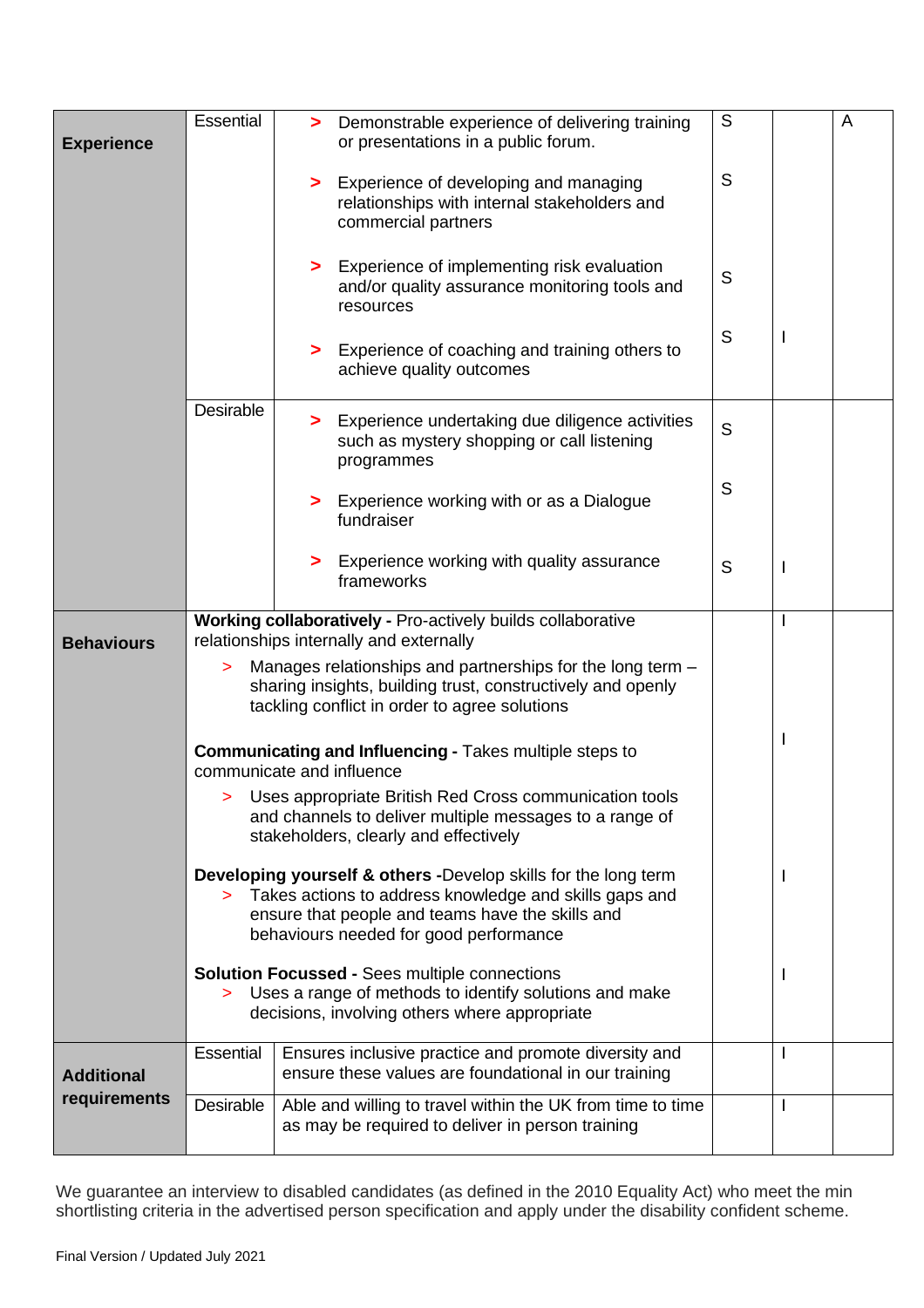| | | | | | |
|---|---|---|---|---|---|
| **Experience** | Essential | > Demonstrable experience of delivering training or presentations in a public forum. | S | | A |
| | | > Experience of developing and managing relationships with internal stakeholders and commercial partners | S | | |
| | | > Experience of implementing risk evaluation and/or quality assurance monitoring tools and resources | S | | |
| | | > Experience of coaching and training others to achieve quality outcomes | S | I | |
| | Desirable | > Experience undertaking due diligence activities such as mystery shopping or call listening programmes | S | | |
| | | > Experience working with or as a Dialogue fundraiser | S | | |
| | | > Experience working with quality assurance frameworks | S | I | |
| **Behaviours** | **Working collaboratively -** Pro-actively builds collaborative relationships internally and externally<br>> Manages relationships and partnerships for the long term – sharing insights, building trust, constructively and openly tackling conflict in order to agree solutions | | | I | |
| | **Communicating and Influencing -** Takes multiple steps to communicate and influence<br>> Uses appropriate British Red Cross communication tools and channels to deliver multiple messages to a range of stakeholders, clearly and effectively | | | I | |
| | **Developing yourself & others -**Develop skills for the long term<br>> Takes actions to address knowledge and skills gaps and ensure that people and teams have the skills and behaviours needed for good performance | | | I | |
| | **Solution Focussed -** Sees multiple connections<br>> Uses a range of methods to identify solutions and make decisions, involving others where appropriate | | | I | |
| **Additional requirements** | Essential | Ensures inclusive practice and promote diversity and ensure these values are foundational in our training | | I | |
| | Desirable | Able and willing to travel within the UK from time to time as may be required to deliver in person training | | I | |

We guarantee an interview to disabled candidates (as defined in the 2010 Equality Act) who meet the min shortlisting criteria in the advertised person specification and apply under the disability confident scheme.

Final Version / Updated July 2021